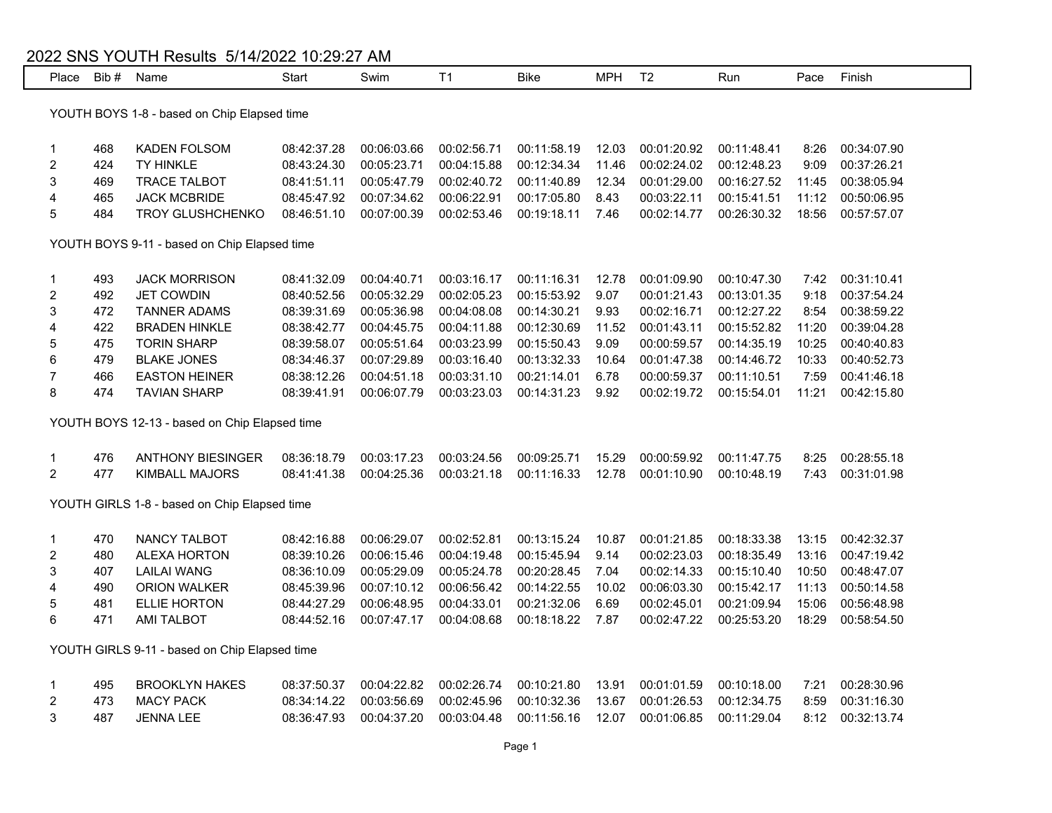# 2022 SNS YOUTH Results 5/14/2022 10:29:27 AM

| Place | Bib # | Name | Start | Swim | T1 | Bike | MPH | T2 | Run | Pace | Finish |
|---|---|---|---|---|---|---|---|---|---|---|---|

### YOUTH BOYS 1-8 - based on Chip Elapsed time

| Place | Bib # | Name | Start | Swim | T1 | Bike | MPH | T2 | Run | Pace | Finish |
|---|---|---|---|---|---|---|---|---|---|---|---|
| 1 | 468 | KADEN FOLSOM | 08:42:37.28 | 00:06:03.66 | 00:02:56.71 | 00:11:58.19 | 12.03 | 00:01:20.92 | 00:11:48.41 | 8:26 | 00:34:07.90 |
| 2 | 424 | TY HINKLE | 08:43:24.30 | 00:05:23.71 | 00:04:15.88 | 00:12:34.34 | 11.46 | 00:02:24.02 | 00:12:48.23 | 9:09 | 00:37:26.21 |
| 3 | 469 | TRACE TALBOT | 08:41:51.11 | 00:05:47.79 | 00:02:40.72 | 00:11:40.89 | 12.34 | 00:01:29.00 | 00:16:27.52 | 11:45 | 00:38:05.94 |
| 4 | 465 | JACK MCBRIDE | 08:45:47.92 | 00:07:34.62 | 00:06:22.91 | 00:17:05.80 | 8.43 | 00:03:22.11 | 00:15:41.51 | 11:12 | 00:50:06.95 |
| 5 | 484 | TROY GLUSHCHENKO | 08:46:51.10 | 00:07:00.39 | 00:02:53.46 | 00:19:18.11 | 7.46 | 00:02:14.77 | 00:26:30.32 | 18:56 | 00:57:57.07 |

### YOUTH BOYS 9-11 - based on Chip Elapsed time

| Place | Bib # | Name | Start | Swim | T1 | Bike | MPH | T2 | Run | Pace | Finish |
|---|---|---|---|---|---|---|---|---|---|---|---|
| 1 | 493 | JACK MORRISON | 08:41:32.09 | 00:04:40.71 | 00:03:16.17 | 00:11:16.31 | 12.78 | 00:01:09.90 | 00:10:47.30 | 7:42 | 00:31:10.41 |
| 2 | 492 | JET COWDIN | 08:40:52.56 | 00:05:32.29 | 00:02:05.23 | 00:15:53.92 | 9.07 | 00:01:21.43 | 00:13:01.35 | 9:18 | 00:37:54.24 |
| 3 | 472 | TANNER ADAMS | 08:39:31.69 | 00:05:36.98 | 00:04:08.08 | 00:14:30.21 | 9.93 | 00:02:16.71 | 00:12:27.22 | 8:54 | 00:38:59.22 |
| 4 | 422 | BRADEN HINKLE | 08:38:42.77 | 00:04:45.75 | 00:04:11.88 | 00:12:30.69 | 11.52 | 00:01:43.11 | 00:15:52.82 | 11:20 | 00:39:04.28 |
| 5 | 475 | TORIN SHARP | 08:39:58.07 | 00:05:51.64 | 00:03:23.99 | 00:15:50.43 | 9.09 | 00:00:59.57 | 00:14:35.19 | 10:25 | 00:40:40.83 |
| 6 | 479 | BLAKE JONES | 08:34:46.37 | 00:07:29.89 | 00:03:16.40 | 00:13:32.33 | 10.64 | 00:01:47.38 | 00:14:46.72 | 10:33 | 00:40:52.73 |
| 7 | 466 | EASTON HEINER | 08:38:12.26 | 00:04:51.18 | 00:03:31.10 | 00:21:14.01 | 6.78 | 00:00:59.37 | 00:11:10.51 | 7:59 | 00:41:46.18 |
| 8 | 474 | TAVIAN SHARP | 08:39:41.91 | 00:06:07.79 | 00:03:23.03 | 00:14:31.23 | 9.92 | 00:02:19.72 | 00:15:54.01 | 11:21 | 00:42:15.80 |

### YOUTH BOYS 12-13 - based on Chip Elapsed time

| Place | Bib # | Name | Start | Swim | T1 | Bike | MPH | T2 | Run | Pace | Finish |
|---|---|---|---|---|---|---|---|---|---|---|---|
| 1 | 476 | ANTHONY BIESINGER | 08:36:18.79 | 00:03:17.23 | 00:03:24.56 | 00:09:25.71 | 15.29 | 00:00:59.92 | 00:11:47.75 | 8:25 | 00:28:55.18 |
| 2 | 477 | KIMBALL MAJORS | 08:41:41.38 | 00:04:25.36 | 00:03:21.18 | 00:11:16.33 | 12.78 | 00:01:10.90 | 00:10:48.19 | 7:43 | 00:31:01.98 |

### YOUTH GIRLS 1-8 - based on Chip Elapsed time

| Place | Bib # | Name | Start | Swim | T1 | Bike | MPH | T2 | Run | Pace | Finish |
|---|---|---|---|---|---|---|---|---|---|---|---|
| 1 | 470 | NANCY TALBOT | 08:42:16.88 | 00:06:29.07 | 00:02:52.81 | 00:13:15.24 | 10.87 | 00:01:21.85 | 00:18:33.38 | 13:15 | 00:42:32.37 |
| 2 | 480 | ALEXA HORTON | 08:39:10.26 | 00:06:15.46 | 00:04:19.48 | 00:15:45.94 | 9.14 | 00:02:23.03 | 00:18:35.49 | 13:16 | 00:47:19.42 |
| 3 | 407 | LAILAI WANG | 08:36:10.09 | 00:05:29.09 | 00:05:24.78 | 00:20:28.45 | 7.04 | 00:02:14.33 | 00:15:10.40 | 10:50 | 00:48:47.07 |
| 4 | 490 | ORION WALKER | 08:45:39.96 | 00:07:10.12 | 00:06:56.42 | 00:14:22.55 | 10.02 | 00:06:03.30 | 00:15:42.17 | 11:13 | 00:50:14.58 |
| 5 | 481 | ELLIE HORTON | 08:44:27.29 | 00:06:48.95 | 00:04:33.01 | 00:21:32.06 | 6.69 | 00:02:45.01 | 00:21:09.94 | 15:06 | 00:56:48.98 |
| 6 | 471 | AMI TALBOT | 08:44:52.16 | 00:07:47.17 | 00:04:08.68 | 00:18:18.22 | 7.87 | 00:02:47.22 | 00:25:53.20 | 18:29 | 00:58:54.50 |

### YOUTH GIRLS 9-11 - based on Chip Elapsed time

| Place | Bib # | Name | Start | Swim | T1 | Bike | MPH | T2 | Run | Pace | Finish |
|---|---|---|---|---|---|---|---|---|---|---|---|
| 1 | 495 | BROOKLYN HAKES | 08:37:50.37 | 00:04:22.82 | 00:02:26.74 | 00:10:21.80 | 13.91 | 00:01:01.59 | 00:10:18.00 | 7:21 | 00:28:30.96 |
| 2 | 473 | MACY PACK | 08:34:14.22 | 00:03:56.69 | 00:02:45.96 | 00:10:32.36 | 13.67 | 00:01:26.53 | 00:12:34.75 | 8:59 | 00:31:16.30 |
| 3 | 487 | JENNA LEE | 08:36:47.93 | 00:04:37.20 | 00:03:04.48 | 00:11:56.16 | 12.07 | 00:01:06.85 | 00:11:29.04 | 8:12 | 00:32:13.74 |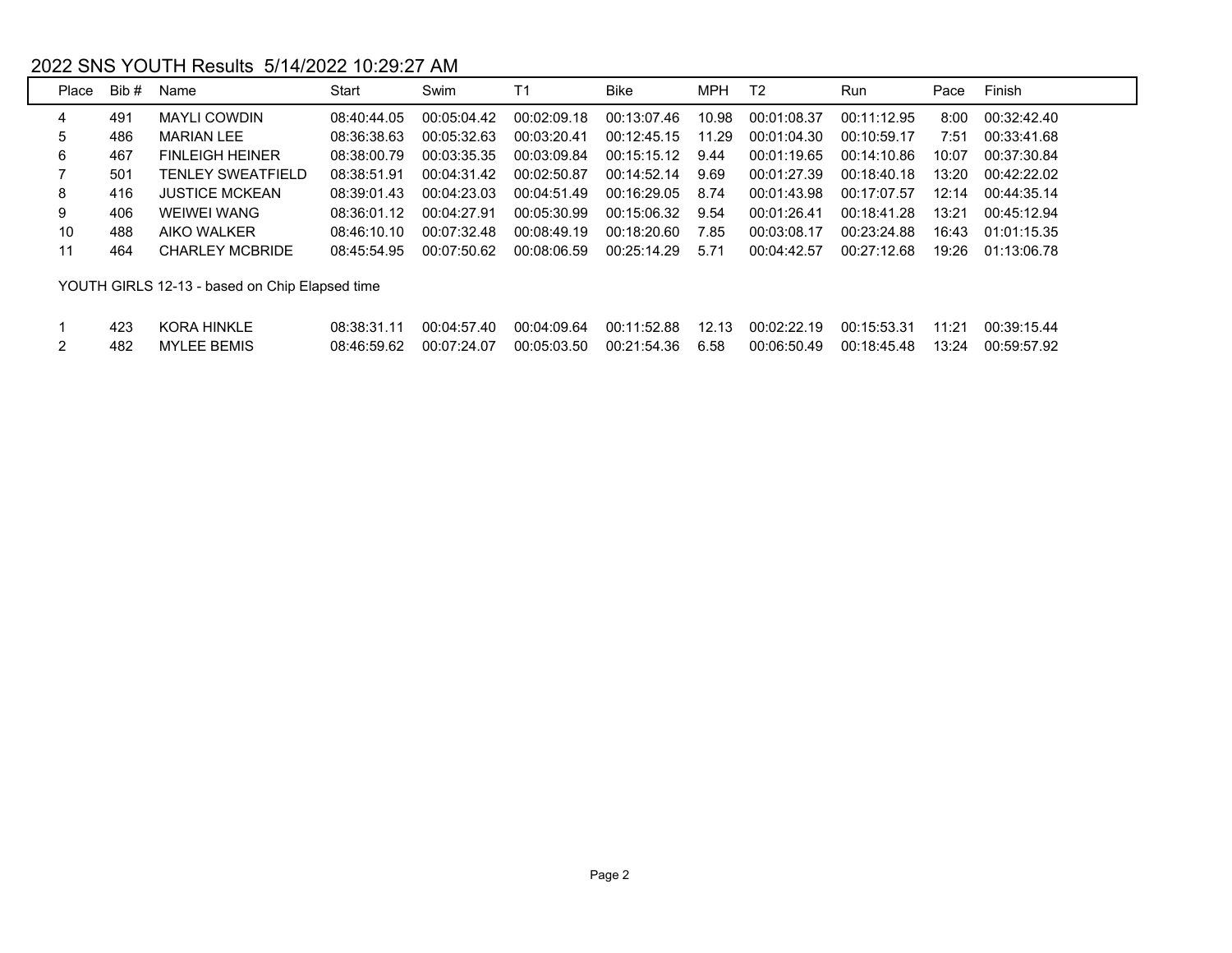## 2022 SNS YOUTH Results 5/14/2022 10:29:27 AM

| Place | Bib # | Name | Start | Swim | T1 | Bike | MPH | T2 | Run | Pace | Finish |
|---|---|---|---|---|---|---|---|---|---|---|---|
| 4 | 491 | MAYLI COWDIN | 08:40:44.05 | 00:05:04.42 | 00:02:09.18 | 00:13:07.46 | 10.98 | 00:01:08.37 | 00:11:12.95 | 8:00 | 00:32:42.40 |
| 5 | 486 | MARIAN LEE | 08:36:38.63 | 00:05:32.63 | 00:03:20.41 | 00:12:45.15 | 11.29 | 00:01:04.30 | 00:10:59.17 | 7:51 | 00:33:41.68 |
| 6 | 467 | FINLEIGH HEINER | 08:38:00.79 | 00:03:35.35 | 00:03:09.84 | 00:15:15.12 | 9.44 | 00:01:19.65 | 00:14:10.86 | 10:07 | 00:37:30.84 |
| 7 | 501 | TENLEY SWEATFIELD | 08:38:51.91 | 00:04:31.42 | 00:02:50.87 | 00:14:52.14 | 9.69 | 00:01:27.39 | 00:18:40.18 | 13:20 | 00:42:22.02 |
| 8 | 416 | JUSTICE MCKEAN | 08:39:01.43 | 00:04:23.03 | 00:04:51.49 | 00:16:29.05 | 8.74 | 00:01:43.98 | 00:17:07.57 | 12:14 | 00:44:35.14 |
| 9 | 406 | WEIWEI WANG | 08:36:01.12 | 00:04:27.91 | 00:05:30.99 | 00:15:06.32 | 9.54 | 00:01:26.41 | 00:18:41.28 | 13:21 | 00:45:12.94 |
| 10 | 488 | AIKO WALKER | 08:46:10.10 | 00:07:32.48 | 00:08:49.19 | 00:18:20.60 | 7.85 | 00:03:08.17 | 00:23:24.88 | 16:43 | 01:01:15.35 |
| 11 | 464 | CHARLEY MCBRIDE | 08:45:54.95 | 00:07:50.62 | 00:08:06.59 | 00:25:14.29 | 5.71 | 00:04:42.57 | 00:27:12.68 | 19:26 | 01:13:06.78 |

YOUTH GIRLS 12-13 - based on Chip Elapsed time

| Place | Bib # | Name | Start | Swim | T1 | Bike | MPH | T2 | Run | Pace | Finish |
|---|---|---|---|---|---|---|---|---|---|---|---|
| 1 | 423 | KORA HINKLE | 08:38:31.11 | 00:04:57.40 | 00:04:09.64 | 00:11:52.88 | 12.13 | 00:02:22.19 | 00:15:53.31 | 11:21 | 00:39:15.44 |
| 2 | 482 | MYLEE BEMIS | 08:46:59.62 | 00:07:24.07 | 00:05:03.50 | 00:21:54.36 | 6.58 | 00:06:50.49 | 00:18:45.48 | 13:24 | 00:59:57.92 |